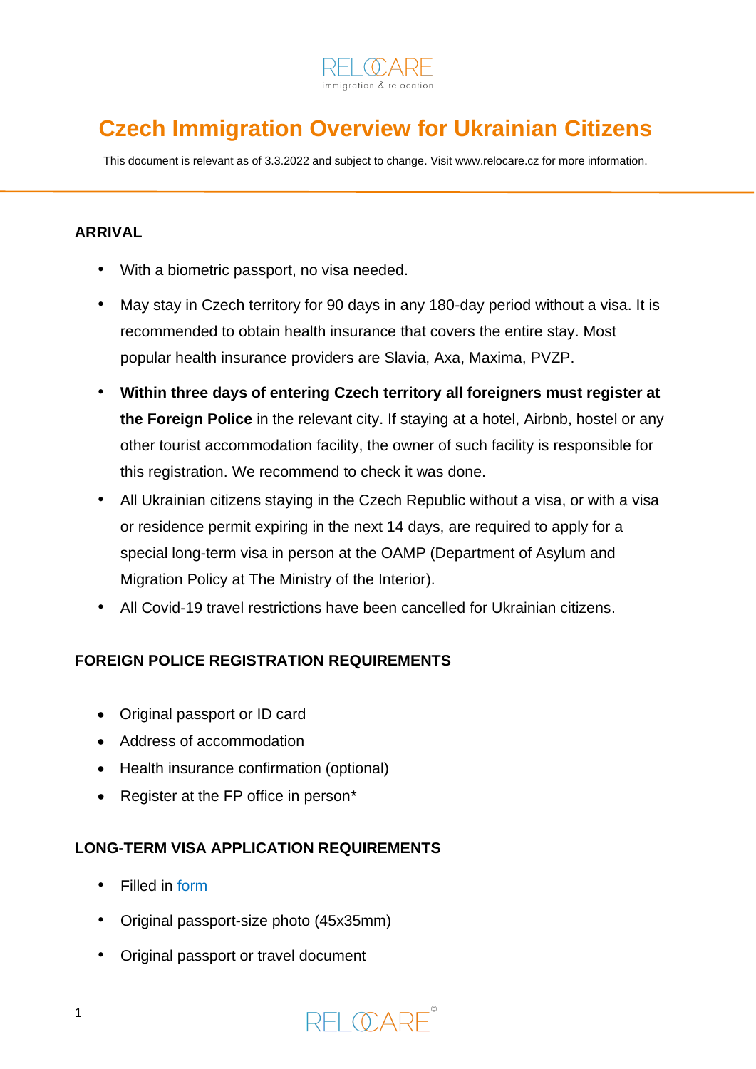# Czech Immigration Overview for Ukrainian Citizens

This document is relevant as of 3.3.2022 and subject to change. Visit www.relocare.cz for more information.

## ARRIVAL

- With a biometric passport, no visa needed.
- May stay in Czech territory for 90 days in any 180-day period without a visa. It is recommended to obtain health insurance that covers the entire stay. Most popular health insurance providers are Slavia, Axa, Maxima, PVZP.
- **Within three days of entering Czech territory all foreigners must register at the Foreign Police** in the relevant city. If staying at a hotel, Airbnb, hostel or any other tourist accommodation facility, the owner of such facility is responsible for this registration. We recommend to check it was done.
- All Ukrainian citizens staying in the Czech Republic without a visa, or with a visa or residence permit expiring in the next 14 days, are required to apply for a special long-term visa in person at the OAMP (Department of Asylum and Migration Policy at The Ministry of the Interior).
- All Covid-19 travel restrictions have been cancelled for Ukrainian citizens.

## FOREIGN POLICE REGISTRATION REQUIREMENTS

- Original passport or ID card
- Address of accommodation
- Health insurance confirmation (optional)
- Register at the FP office in person*

## LONG-TERM VISA APPLICATION REQUIREMENTS

- Filled in form
- Original passport-size photo (45x35mm)
- Original passport or travel document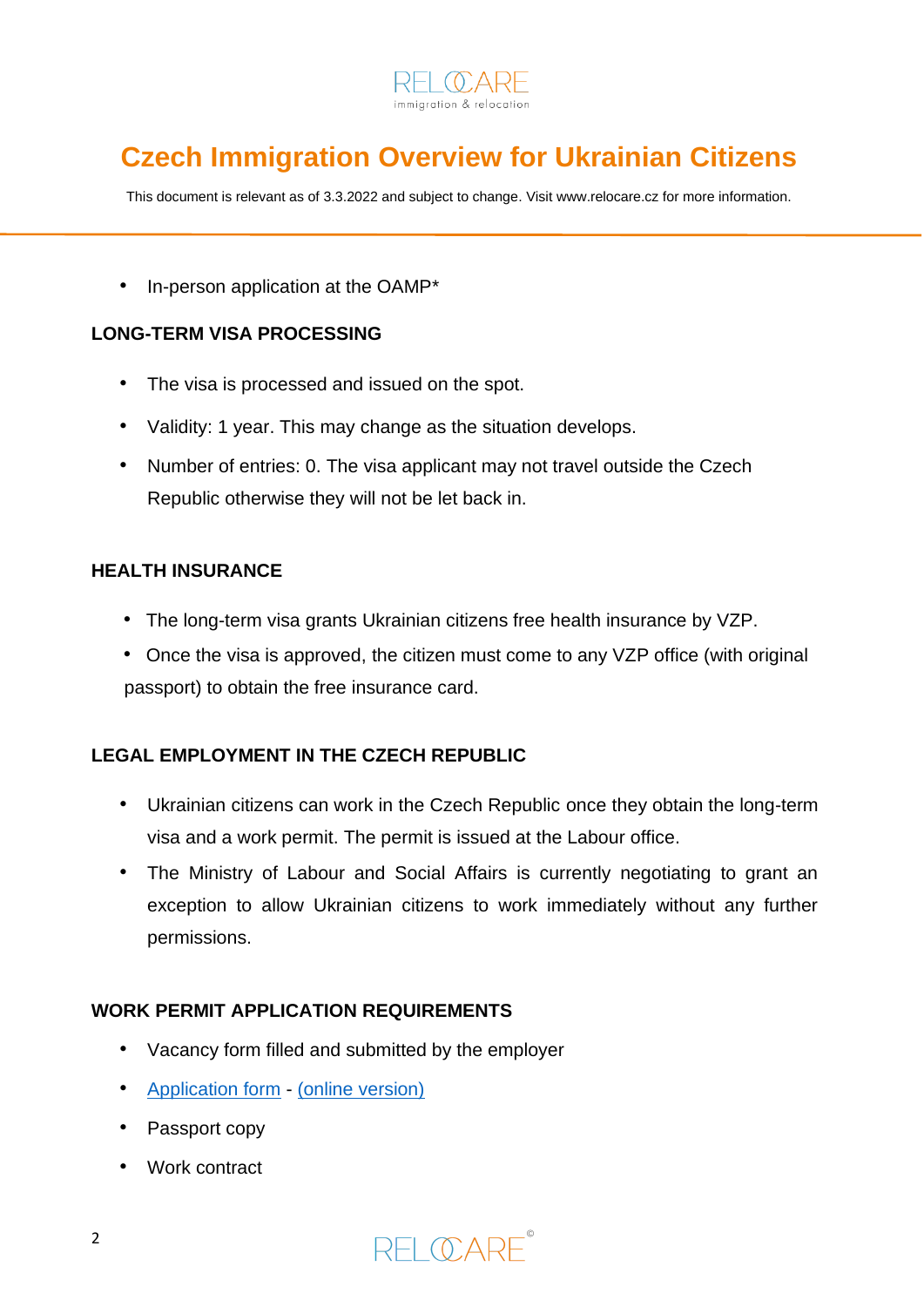- In-person application at the OAMP*

## LONG-TERM VISA PROCESSING

- The visa is processed and issued on the spot.
- Validity: 1 year. This may change as the situation develops.
- Number of entries: 0. The visa applicant may not travel outside the Czech Republic otherwise they will not be let back in.

## HEALTH INSURANCE

- The long-term visa grants Ukrainian citizens free health insurance by VZP.
- Once the visa is approved, the citizen must come to any VZP office (with original passport) to obtain the free insurance card.

## LEGAL EMPLOYMENT IN THE CZECH REPUBLIC

- Ukrainian citizens can work in the Czech Republic once they obtain the long-term visa and a work permit. The permit is issued at the Labour office.
- The Ministry of Labour and Social Affairs is currently negotiating to grant an exception to allow Ukrainian citizens to work immediately without any further permissions.

## WORK PERMIT APPLICATION REQUIREMENTS

- Vacancy form filled and submitted by the employer
- Application form - (online version)
- Passport copy
- Work contract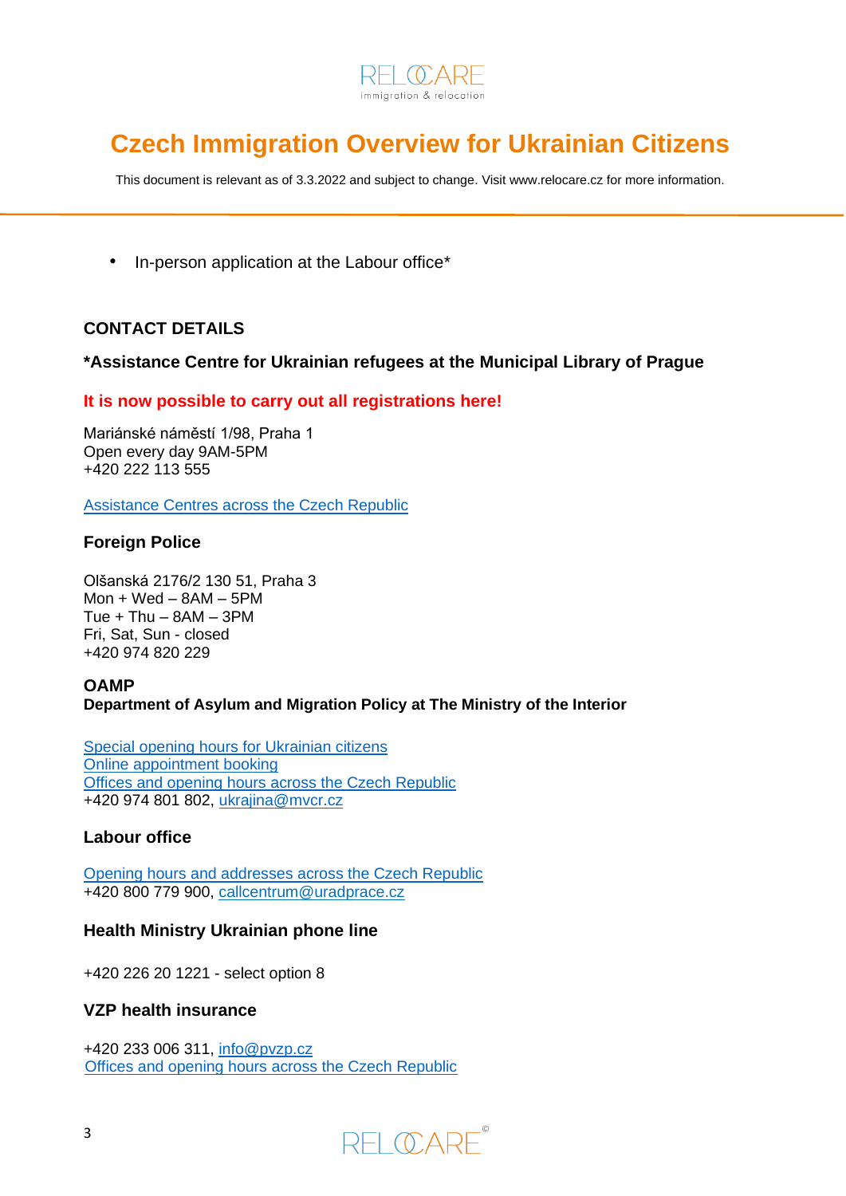- In-person application at the Labour office*

## CONTACT DETAILS

### *Assistance Centre for Ukrainian refugees at the Municipal Library of Prague

**It is now possible to carry out all registrations here!**

Mariánské náměstí 1/98, Praha 1
Open every day 9AM-5PM
+420 222 113 555

Assistance Centres across the Czech Republic

### Foreign Police

Olšanská 2176/2 130 51, Praha 3
Mon + Wed – 8AM – 5PM
Tue + Thu – 8AM – 3PM
Fri, Sat, Sun - closed
+420 974 820 229

### OAMP

**Department of Asylum and Migration Policy at The Ministry of the Interior**

Special opening hours for Ukrainian citizens
Online appointment booking
Offices and opening hours across the Czech Republic
+420 974 801 802, ukrajina@mvcr.cz

### Labour office

Opening hours and addresses across the Czech Republic
+420 800 779 900, callcentrum@uradprace.cz

### Health Ministry Ukrainian phone line

+420 226 20 1221 - select option 8

### VZP health insurance

+420 233 006 311, info@pvzp.cz
Offices and opening hours across the Czech Republic